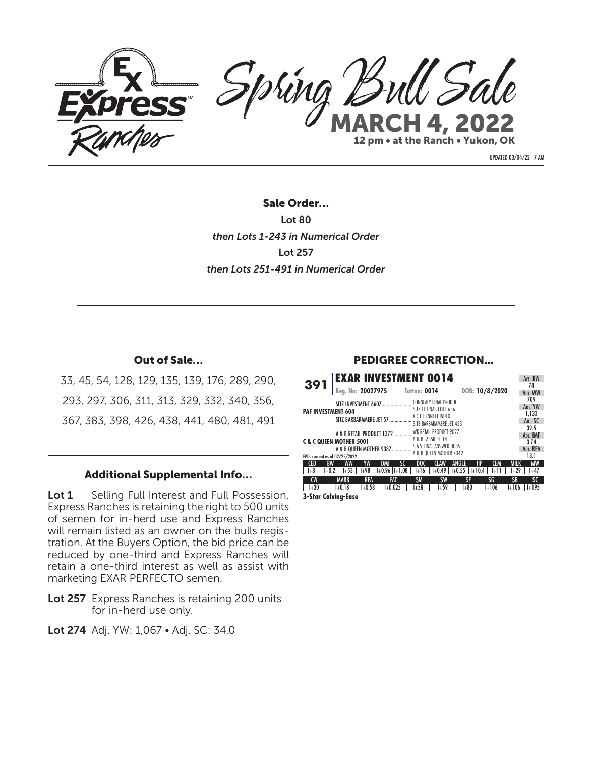# Express Ranches Spring Bull Sale

## MARCH 4, 2022

12 pm • at the Ranch • Yukon, OK

UPDATED 03/04/22 - 7 AM

## Sale Order...

Lot 80

*then Lots 1-243 in Numerical Order*

Lot 257

*then Lots 251-491 in Numerical Order*

## Out of Sale...

33, 45, 54, 128, 129, 135, 139, 176, 289, 290, 293, 297, 306, 311, 313, 329, 332, 340, 356, 367, 383, 398, 426, 438, 441, 480, 481, 491

## Additional Supplemental Info...

**Lot 1** Selling Full Interest and Full Possession. Express Ranches is retaining the right to 500 units of semen for in-herd use and Express Ranches will remain listed as an owner on the bulls registration. At the Buyers Option, the bid price can be reduced by one-third and Express Ranches will retain a one-third interest as well as assist with marketing EXAR PERFECTO semen.

**Lot 257** Express Ranches is retaining 200 units for in-herd use only.

**Lot 274** Adj. YW: 1,067 • Adj. SC: 34.0

## PEDIGREE CORRECTION...

**391 EXAR INVESTMENT 0014**

Reg. No: 20027975 Tattoo: 0014 DOB: 10/8/2020

Pedigree:

- PAF INVESTMENT 604
  - SITZ INVESTMENT 660Z
    - CONNEALY FINAL PRODUCT
    - SITZ ELLUNAS ELITE 656T
  - SITZ BARBARAMERE JET 57
    - K C F BENNETT INDEX
    - SITZ BARBARAMERE JET 425
- C & C QUEEN MOTHER 5001
  - A & B RETAIL PRODUCT 1372
    - WK RETAIL PRODUCT 9027
    - A & B LASSIE 8114
  - A & B QUEEN MOTHER 9387
    - S A V FINAL ANSWER 0035
    - A & B QUEEN MOTHER 7342

Act. BW: 74 • Adj. WW: 709 • Adj. YW: 1,133 • Adj. SC: 39.5 • Adj. IMF: 3.74 • Adj. REA: 13.1

EPDs current as of 02/25/2022

| CED | BW | WW | YW | DMI | SC | DOC | CLAW | ANGLE | HP | CEM | MILK | MW |
|---|---|---|---|---|---|---|---|---|---|---|---|---|
| I+8 | I+0.2 | I+53 | I+98 | I+0.96 | I+1.08 | I+16 | I+0.49 | I+0.55 | I+10.4 | I+11 | I+29 | I+47 |

| CW | MARB | REA | FAT | SM | SW | SF | SG | SB | SC |
|---|---|---|---|---|---|---|---|---|---|
| I+30 | I+0.18 | I+0.53 | I+0.025 | I+58 | I+59 | I+80 | I+106 | I+106 | I+195 |

**3-Star Calving-Ease**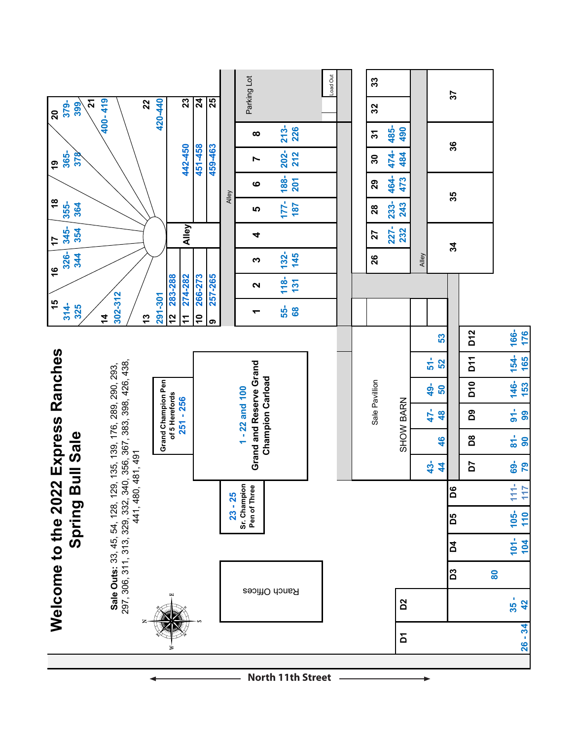# Welcome to the 2022 Express Ranches Spring Bull Sale

**Sale Outs:** 33, 45, 54, 128, 129, 135, 139, 176, 289, 290, 293, 297, 306, 311, 313, 329, 332, 340, 356, 367, 383, 398, 426, 438, 441, 480, 481, 491

Grand Champion Pen of 5 Herefords
251 - 256

1 - 22 and 100
Grand and Reserve Grand Champion Carload

23 - 25
Sr. Champion Pen of Three

Ranch Offices

Sale Pavillion

SHOW BARN

Parking Lot

Load Out

Alley

North 11th Street

| Pen | Lots |
|---|---|
| 1 | 55-68 |
| 2 | 118-131 |
| 3 | 132-145 |
| 4 | |
| 5 | 177-187 |
| 6 | 188-201 |
| 7 | 202-212 |
| 8 | 213-226 |
| 9 | 257-265 |
| 10 | 266-273 |
| 11 | 274-282 |
| 12 | 283-288 |
| 13 | 291-301 |
| 14 | 302-312 |
| 15 | 314-325 |
| 16 | 326-344 |
| 17 | 345-354 |
| 18 | 355-364 |
| 19 | 365-378 |
| 20 | 379-399 |
| 21 | 400-419 |
| 22 | 420-440 |
| 23 | 442-450 |
| 24 | 451-458 |
| 25 | 459-463 |
| 26 | |
| 27 | 227-232 |
| 28 | 233-243 |
| 29 | 464-473 |
| 30 | 474-484 |
| 31 | 485-490 |
| 32 | |
| 33 | |
| 34 | |
| 35 | |
| 36 | |
| 37 | |
| D1 | 26 - 34 |
| D2 | 35 - 42 |
| D3 | 80 |
| D4 | 101-104 |
| D5 | 105-110 |
| D6 | 111-117 |
| D7 | 69-79 |
| D8 | 81-90 |
| D9 | 91-99 |
| D10 | 146-153 |
| D11 | 154-165 |
| D12 | 166-176 |

Show Barn pens: 43-44, 46, 47-48, 49-50, 51-52, 53